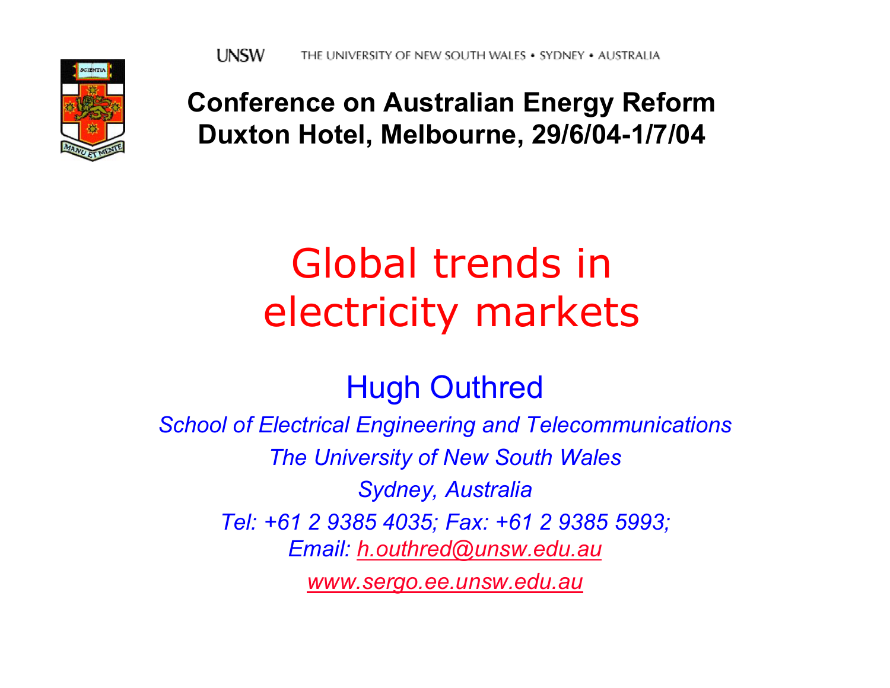UNSW THE UNIVERSITY OF NEW SOUTH WALES • SYDNEY • AUSTRALIA

**Conference on Australian Energy Reform**
**Duxton Hotel, Melbourne, 29/6/04-1/7/04**

# Global trends in electricity markets

## Hugh Outhred

*School of Electrical Engineering and Telecommunications*

*The University of New South Wales*

*Sydney, Australia*

*Tel: +61 2 9385 4035; Fax: +61 2 9385 5993;*
*Email: h.outhred@unsw.edu.au*

*www.sergo.ee.unsw.edu.au*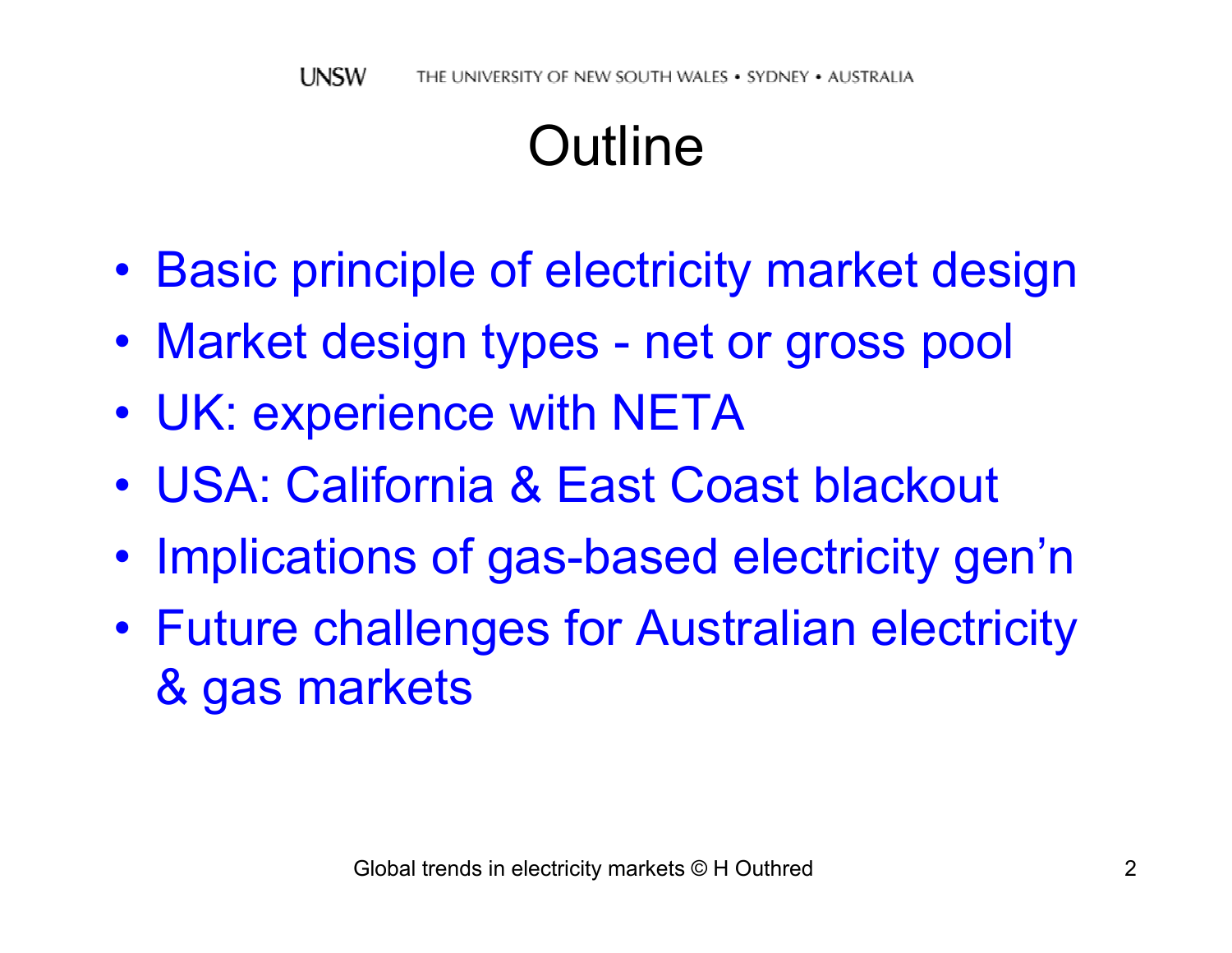# Outline

- Basic principle of electricity market design
- Market design types - net or gross pool
- UK: experience with NETA
- USA: California & East Coast blackout
- Implications of gas-based electricity gen'n
- Future challenges for Australian electricity & gas markets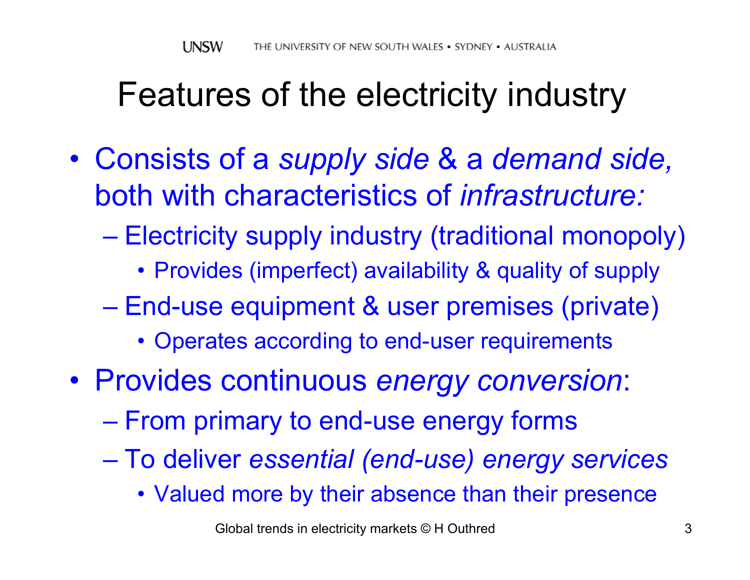# Features of the electricity industry

- Consists of a *supply side* & a *demand side,* both with characteristics of *infrastructure:*
  - Electricity supply industry (traditional monopoly)
    - Provides (imperfect) availability & quality of supply
  - End-use equipment & user premises (private)
    - Operates according to end-user requirements
- Provides continuous *energy conversion*:
  - From primary to end-use energy forms
  - To deliver *essential (end-use) energy services*
    - Valued more by their absence than their presence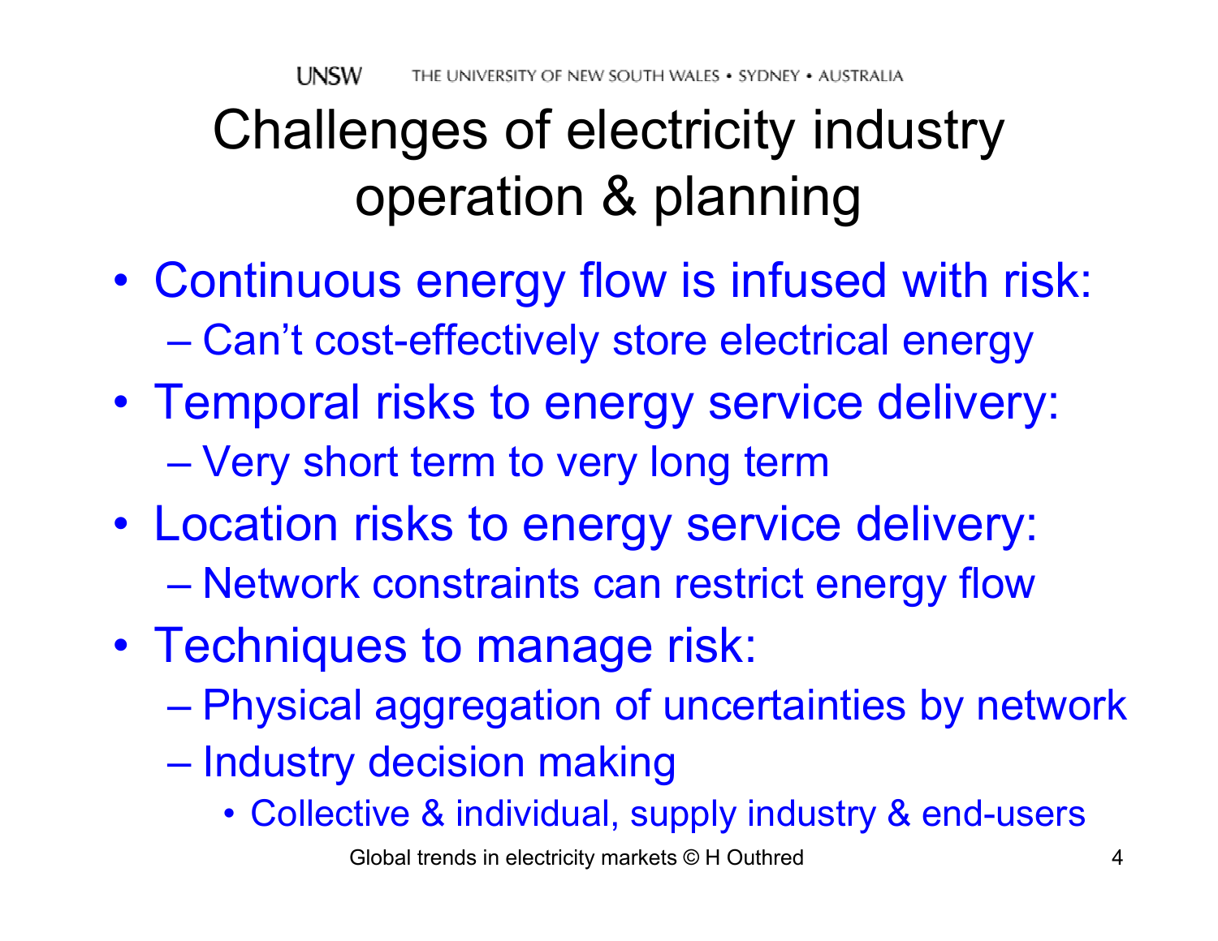# Challenges of electricity industry operation & planning

- Continuous energy flow is infused with risk:
  - Can't cost-effectively store electrical energy
- Temporal risks to energy service delivery:
  - Very short term to very long term
- Location risks to energy service delivery:
  - Network constraints can restrict energy flow
- Techniques to manage risk:
  - Physical aggregation of uncertainties by network
  - Industry decision making
    - Collective & individual, supply industry & end-users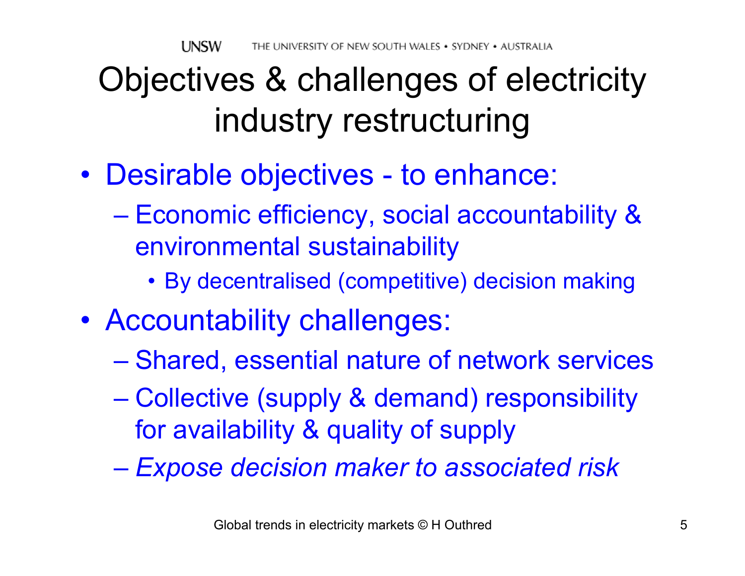# Objectives & challenges of electricity industry restructuring

- Desirable objectives - to enhance:
  - Economic efficiency, social accountability & environmental sustainability
    - By decentralised (competitive) decision making
- Accountability challenges:
  - Shared, essential nature of network services
  - Collective (supply & demand) responsibility for availability & quality of supply
  - *Expose decision maker to associated risk*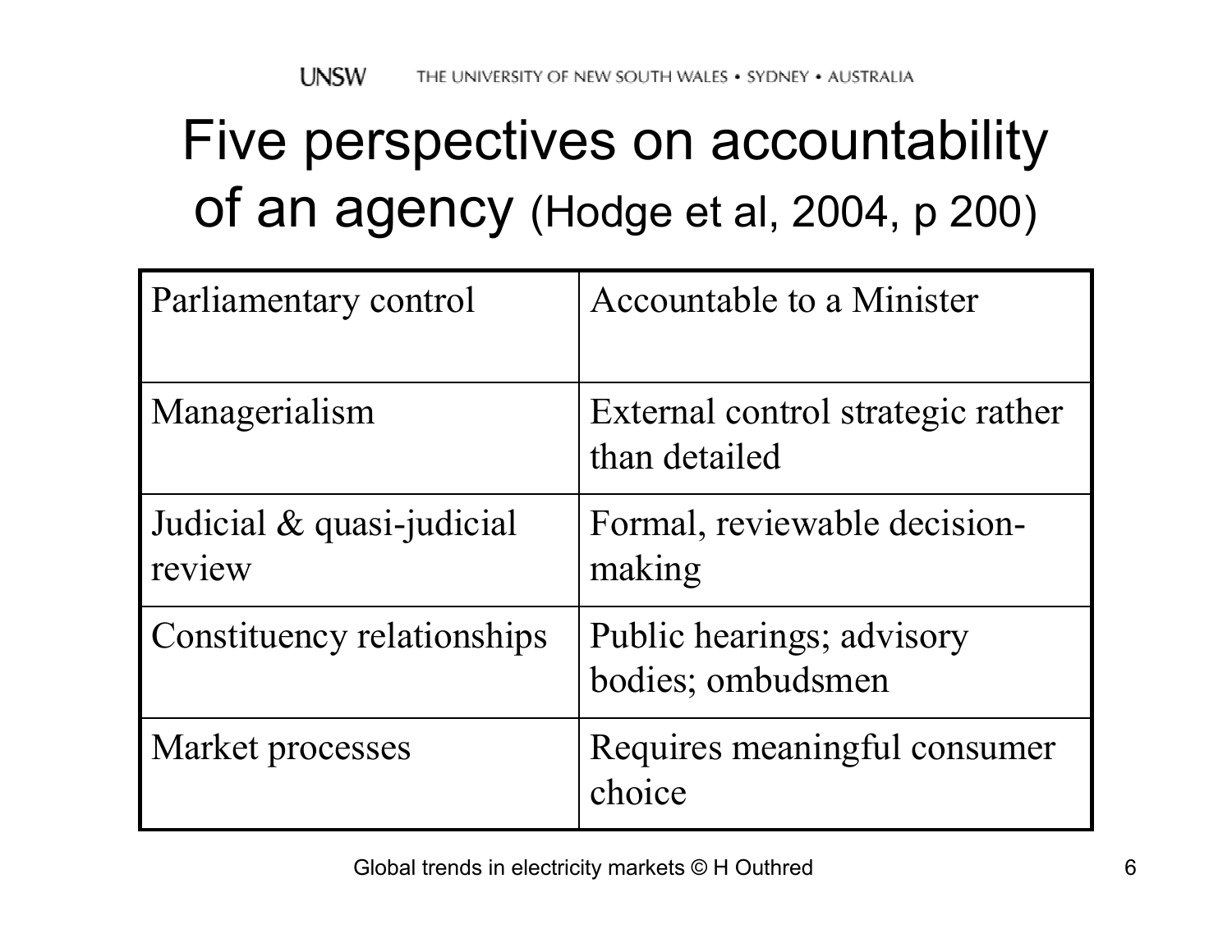# Five perspectives on accountability of an agency (Hodge et al, 2004, p 200)

| | |
|---|---|
| Parliamentary control | Accountable to a Minister |
| Managerialism | External control strategic rather than detailed |
| Judicial & quasi-judicial review | Formal, reviewable decision-making |
| Constituency relationships | Public hearings; advisory bodies; ombudsmen |
| Market processes | Requires meaningful consumer choice |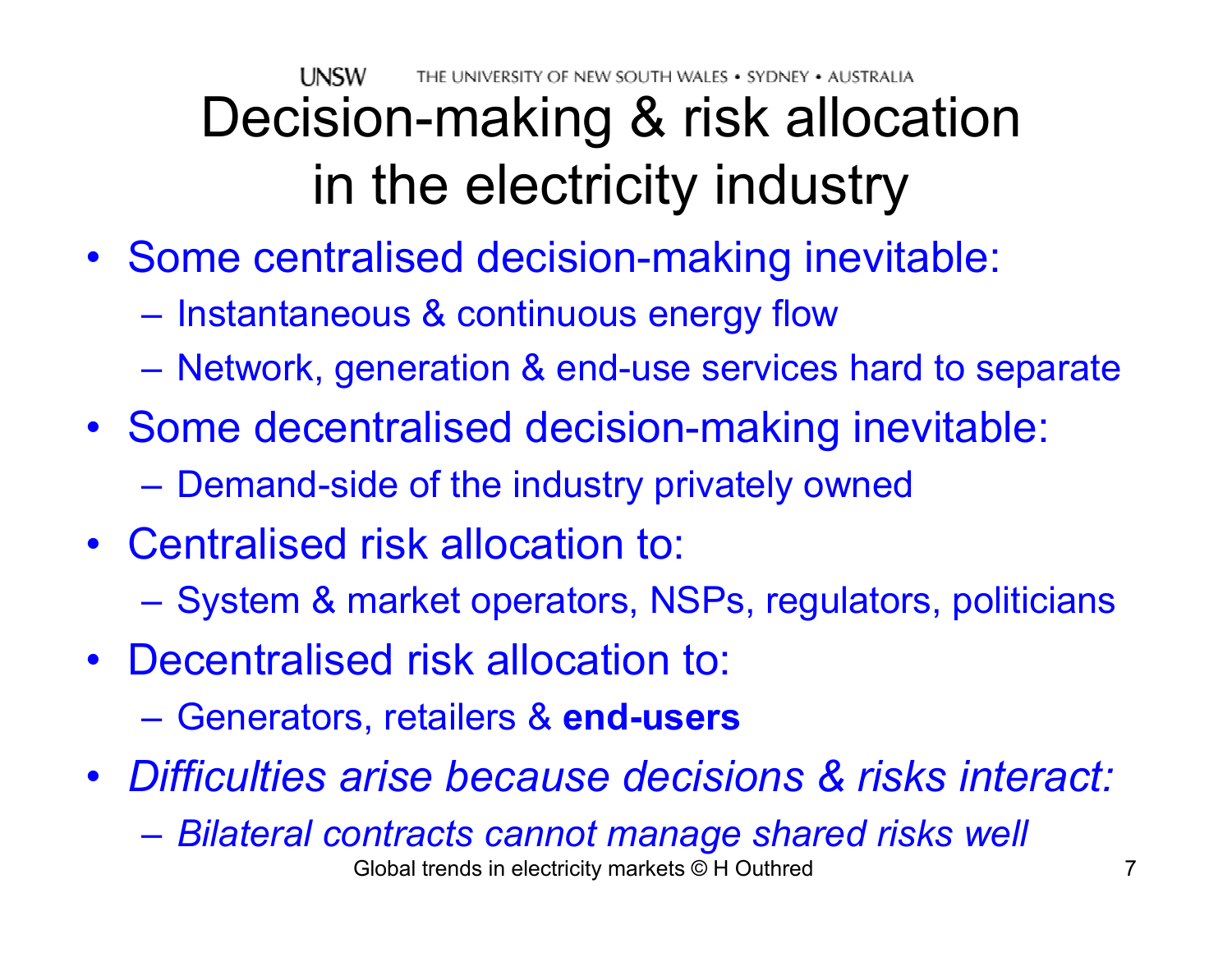# Decision-making & risk allocation in the electricity industry

- Some centralised decision-making inevitable:
  - Instantaneous & continuous energy flow
  - Network, generation & end-use services hard to separate
- Some decentralised decision-making inevitable:
  - Demand-side of the industry privately owned
- Centralised risk allocation to:
  - System & market operators, NSPs, regulators, politicians
- Decentralised risk allocation to:
  - Generators, retailers & **end-users**
- *Difficulties arise because decisions & risks interact:*
  - *Bilateral contracts cannot manage shared risks well*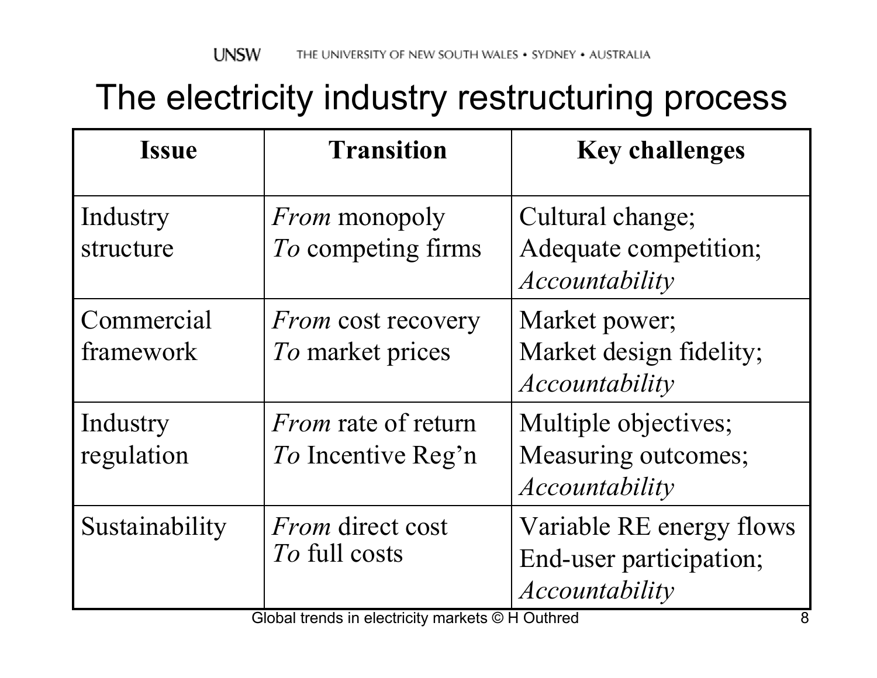# The electricity industry restructuring process

| Issue | Transition | Key challenges |
|---|---|---|
| Industry structure | *From* monopoly *To* competing firms | Cultural change; Adequate competition; *Accountability* |
| Commercial framework | *From* cost recovery *To* market prices | Market power; Market design fidelity; *Accountability* |
| Industry regulation | *From* rate of return *To* Incentive Reg'n | Multiple objectives; Measuring outcomes; *Accountability* |
| Sustainability | *From* direct cost *To* full costs | Variable RE energy flows End-user participation; *Accountability* |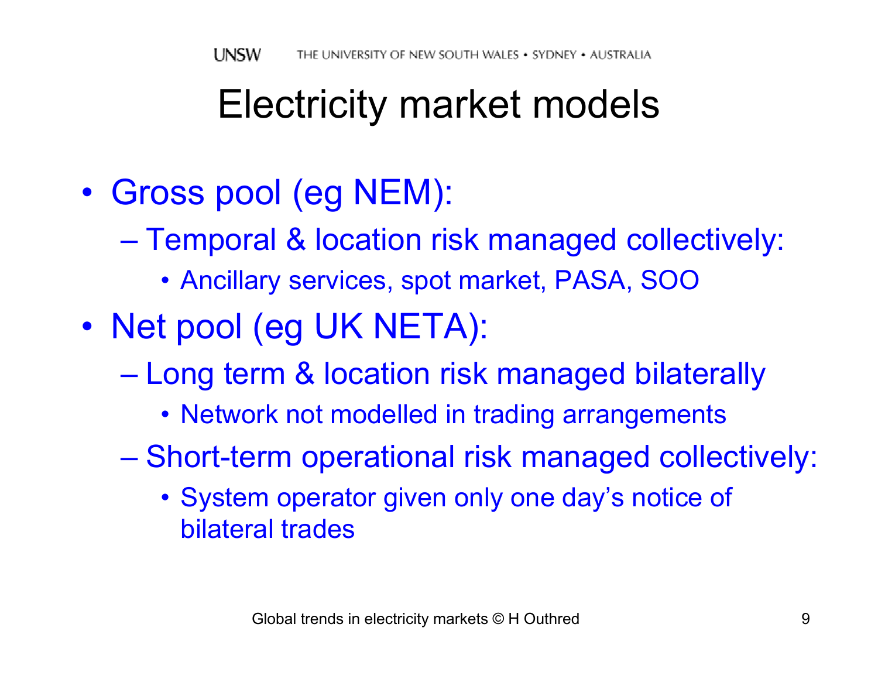# Electricity market models

- Gross pool (eg NEM):
  - Temporal & location risk managed collectively:
    - Ancillary services, spot market, PASA, SOO
- Net pool (eg UK NETA):
  - Long term & location risk managed bilaterally
    - Network not modelled in trading arrangements
  - Short-term operational risk managed collectively:
    - System operator given only one day's notice of bilateral trades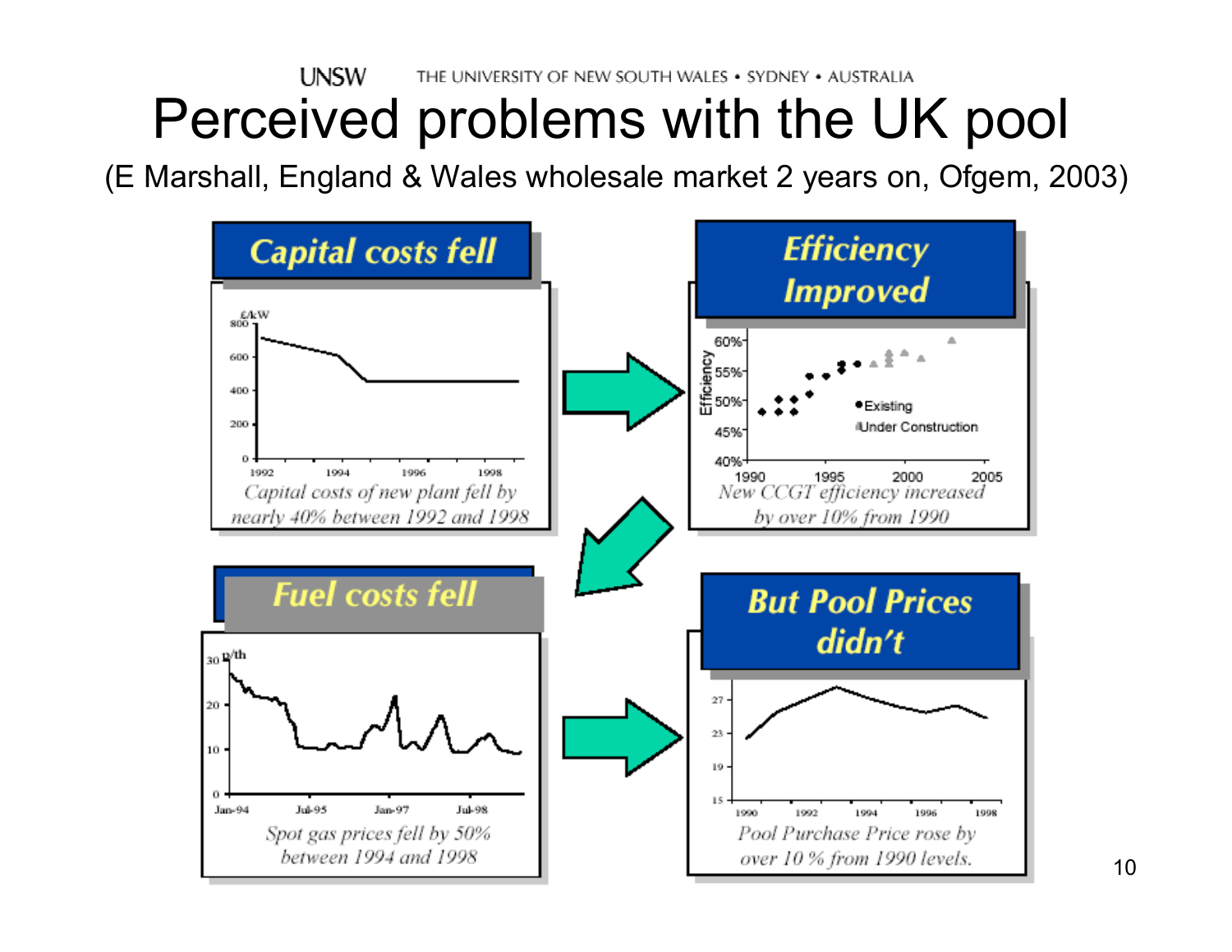# Perceived problems with the UK pool

(E Marshall, England & Wales wholesale market 2 years on, Ofgem, 2003)

**Capital costs fell**

Capital costs of new plant fell by nearly 40% between 1992 and 1998

**Efficiency Improved**

New CCGT efficiency increased by over 10% from 1990

**Fuel costs fell**

Spot gas prices fell by 50% between 1994 and 1998

**But Pool Prices didn't**

Pool Purchase Price rose by over 10 % from 1990 levels.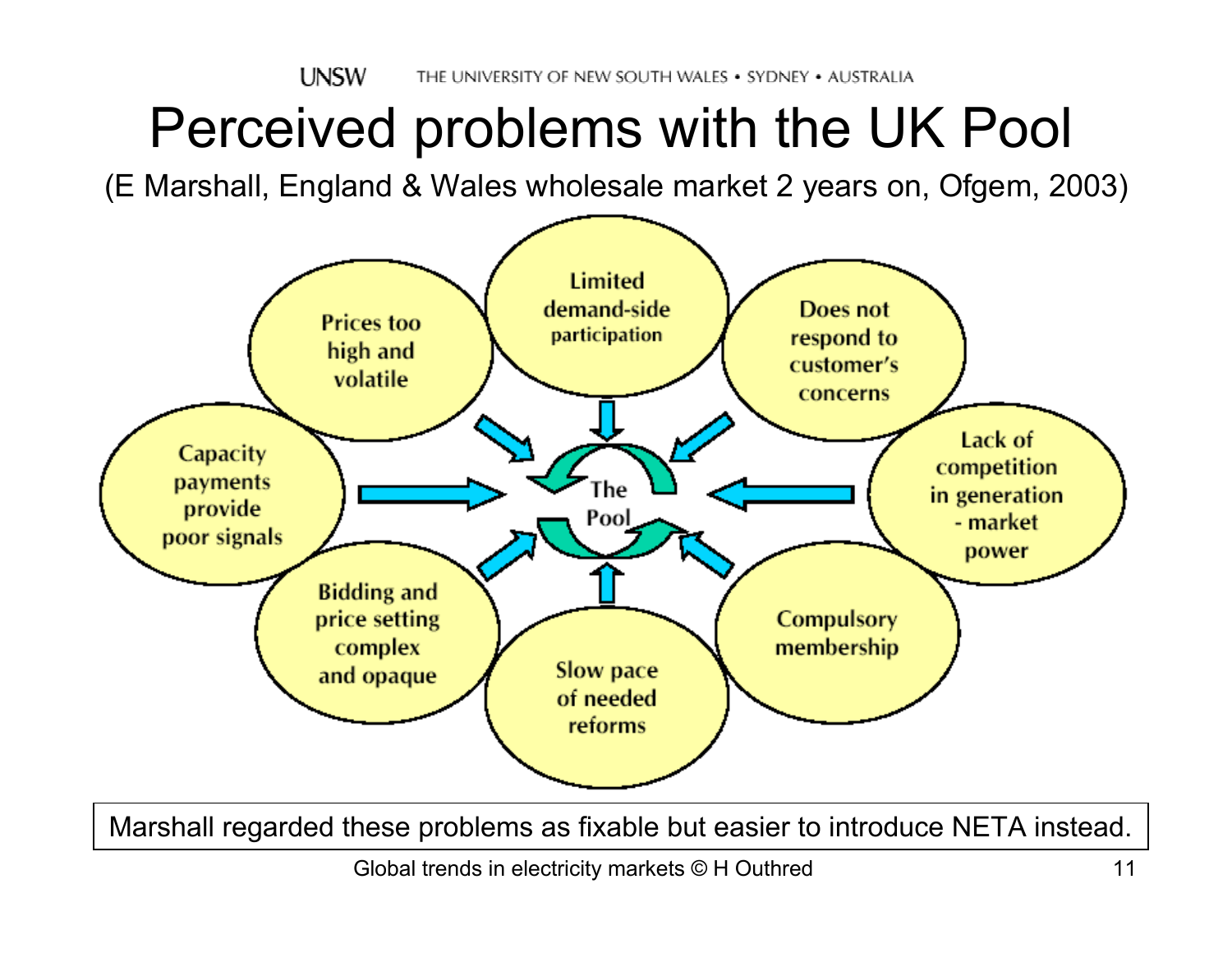# Perceived problems with the UK Pool

(E Marshall, England & Wales wholesale market 2 years on, Ofgem, 2003)

The Pool

- Limited demand-side participation
- Does not respond to customer's concerns
- Lack of competition in generation - market power
- Compulsory membership
- Slow pace of needed reforms
- Bidding and price setting complex and opaque
- Capacity payments provide poor signals
- Prices too high and volatile

Marshall regarded these problems as fixable but easier to introduce NETA instead.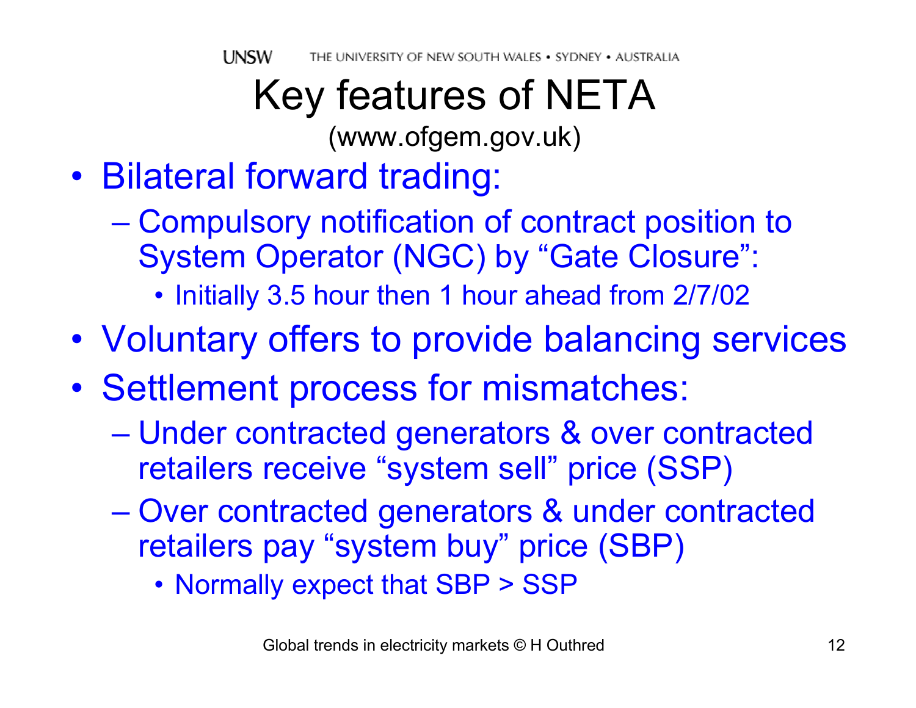# Key features of NETA

(www.ofgem.gov.uk)

- Bilateral forward trading:
  - Compulsory notification of contract position to System Operator (NGC) by "Gate Closure":
    - Initially 3.5 hour then 1 hour ahead from 2/7/02
- Voluntary offers to provide balancing services
- Settlement process for mismatches:
  - Under contracted generators & over contracted retailers receive "system sell" price (SSP)
  - Over contracted generators & under contracted retailers pay "system buy" price (SBP)
    - Normally expect that SBP > SSP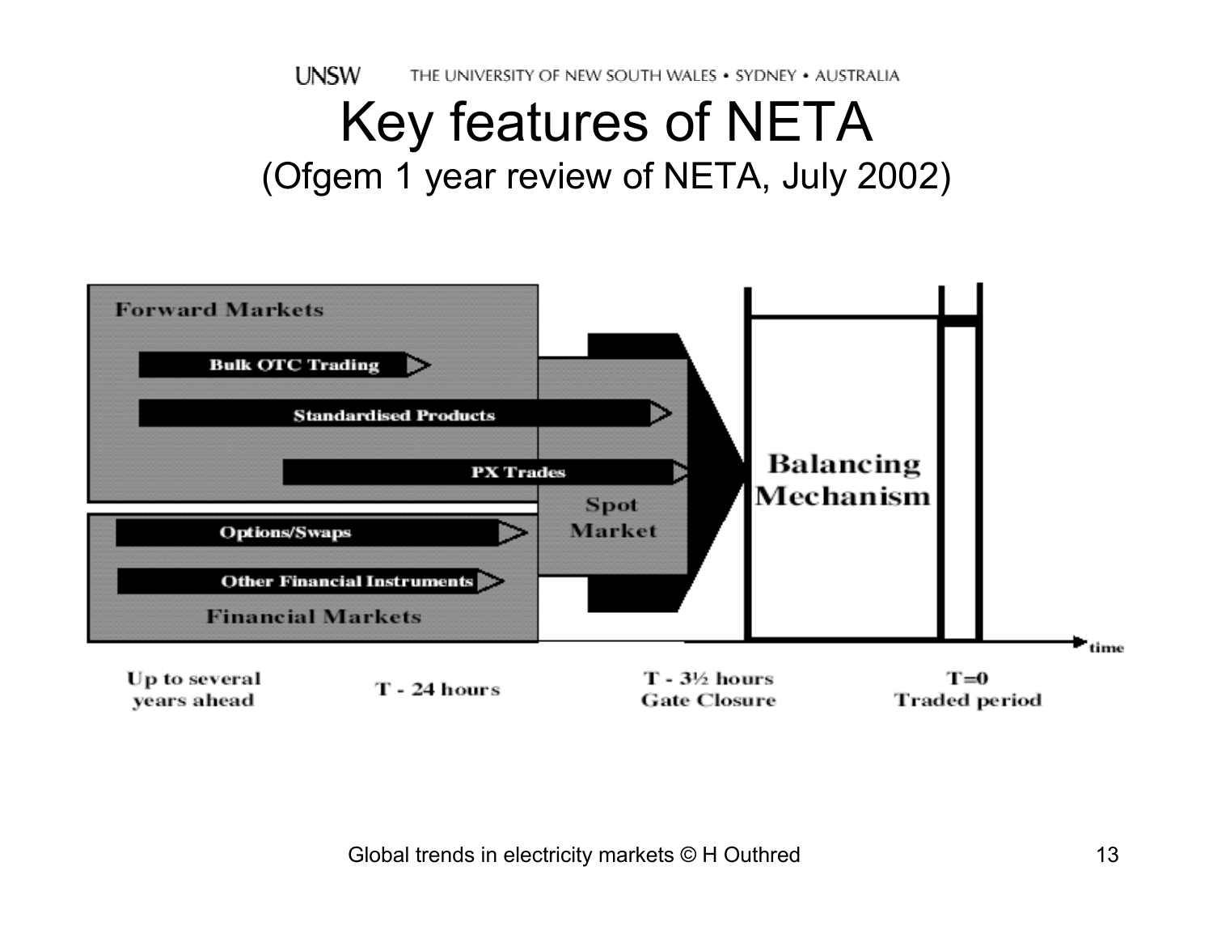# Key features of NETA
(Ofgem 1 year review of NETA, July 2002)

Forward Markets

Bulk OTC Trading

Standardised Products

PX Trades

Spot Market

Balancing Mechanism

Options/Swaps

Other Financial Instruments

Financial Markets

time

Up to several years ahead

T - 24 hours

T - 3½ hours Gate Closure

T=0 Traded period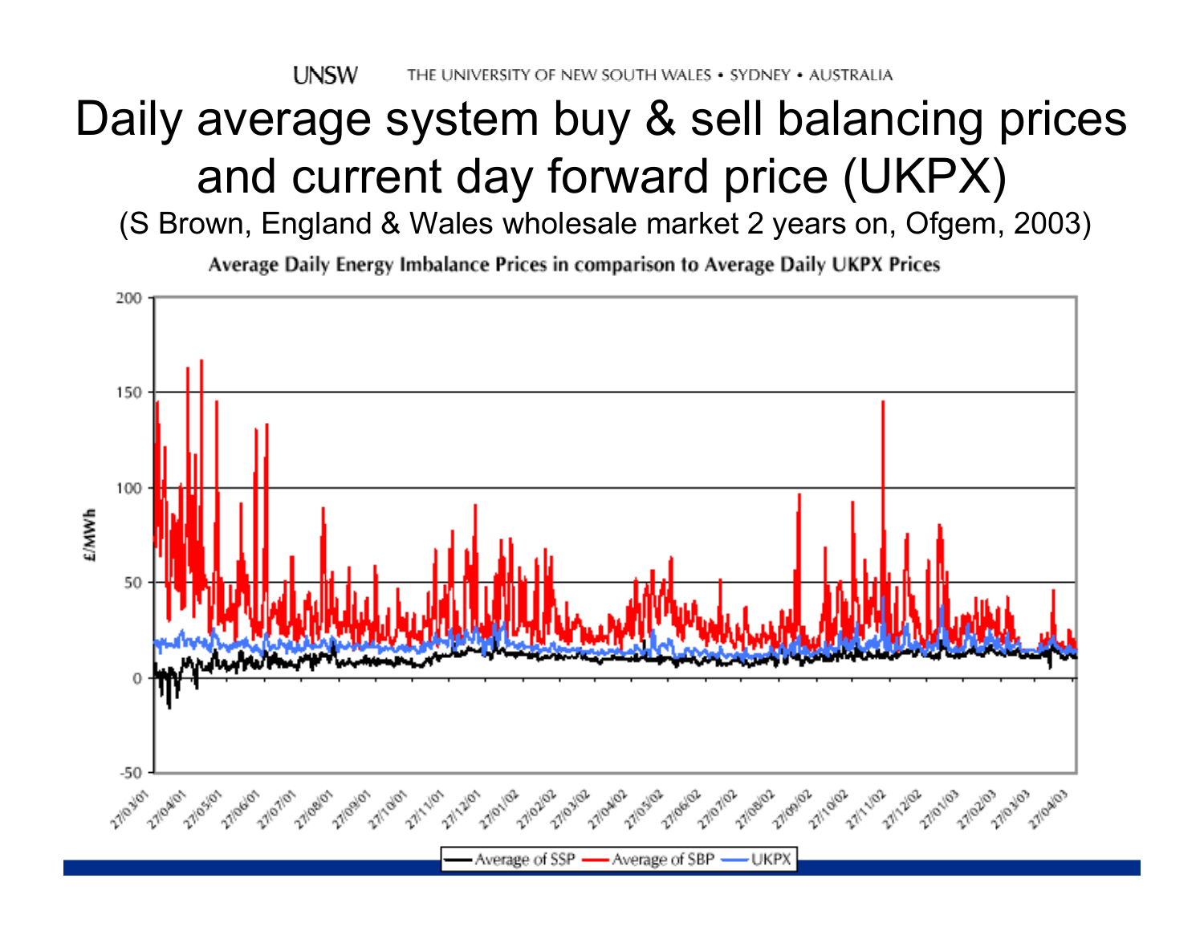# Daily average system buy & sell balancing prices and current day forward price (UKPX)

(S Brown, England & Wales wholesale market 2 years on, Ofgem, 2003)

Average Daily Energy Imbalance Prices in comparison to Average Daily UKPX Prices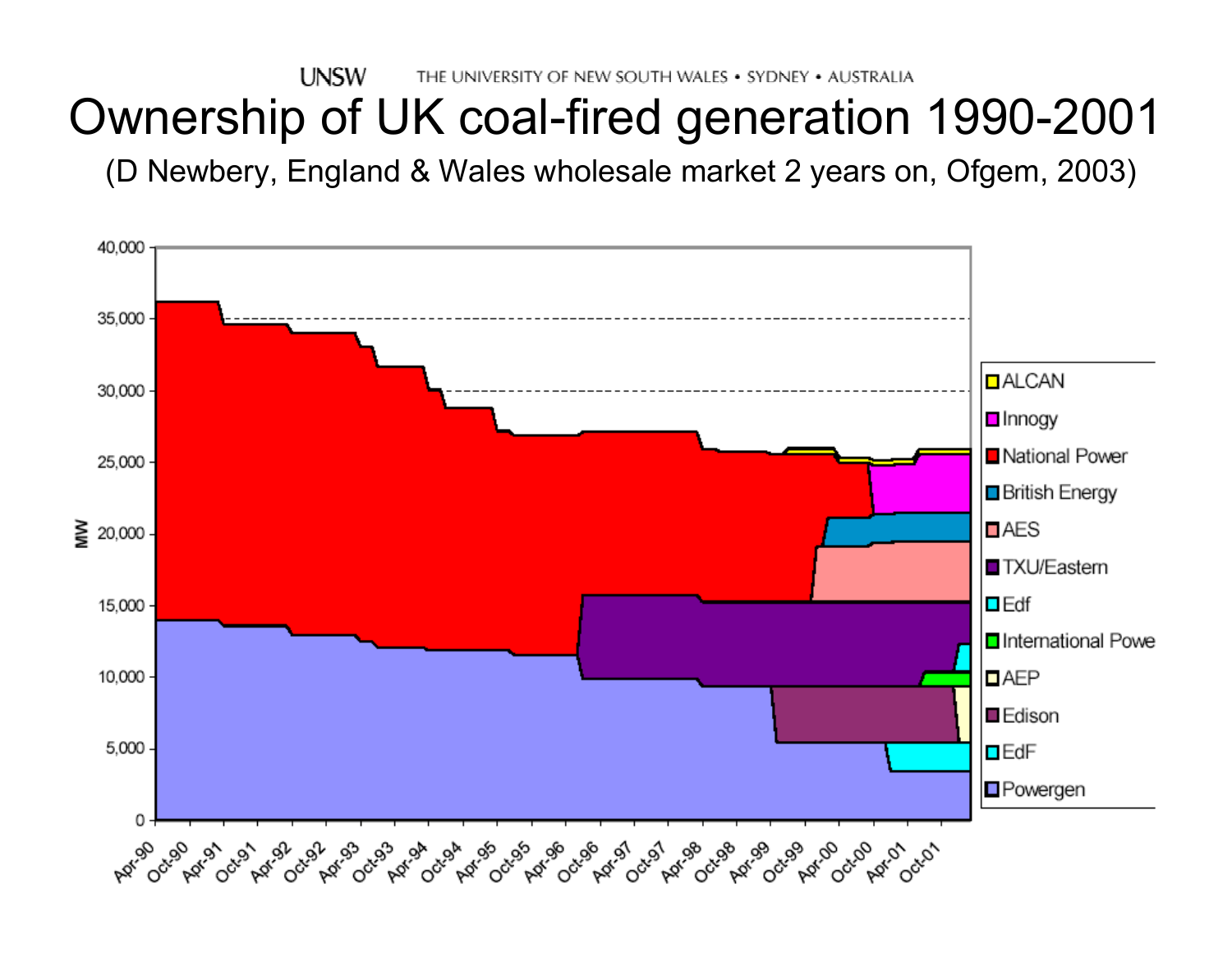# Ownership of UK coal-fired generation 1990-2001

(D Newbery, England & Wales wholesale market 2 years on, Ofgem, 2003)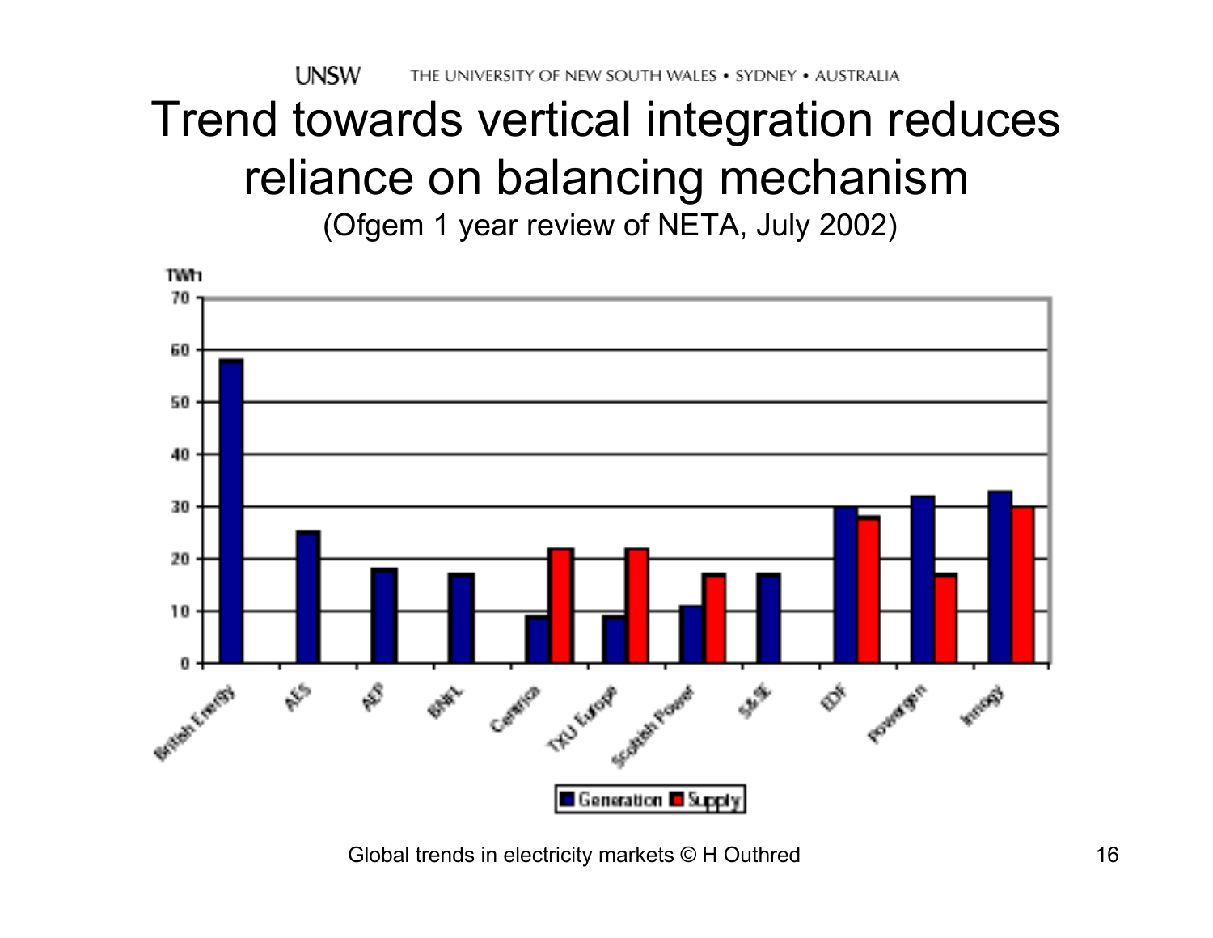# Trend towards vertical integration reduces reliance on balancing mechanism

(Ofgem 1 year review of NETA, July 2002)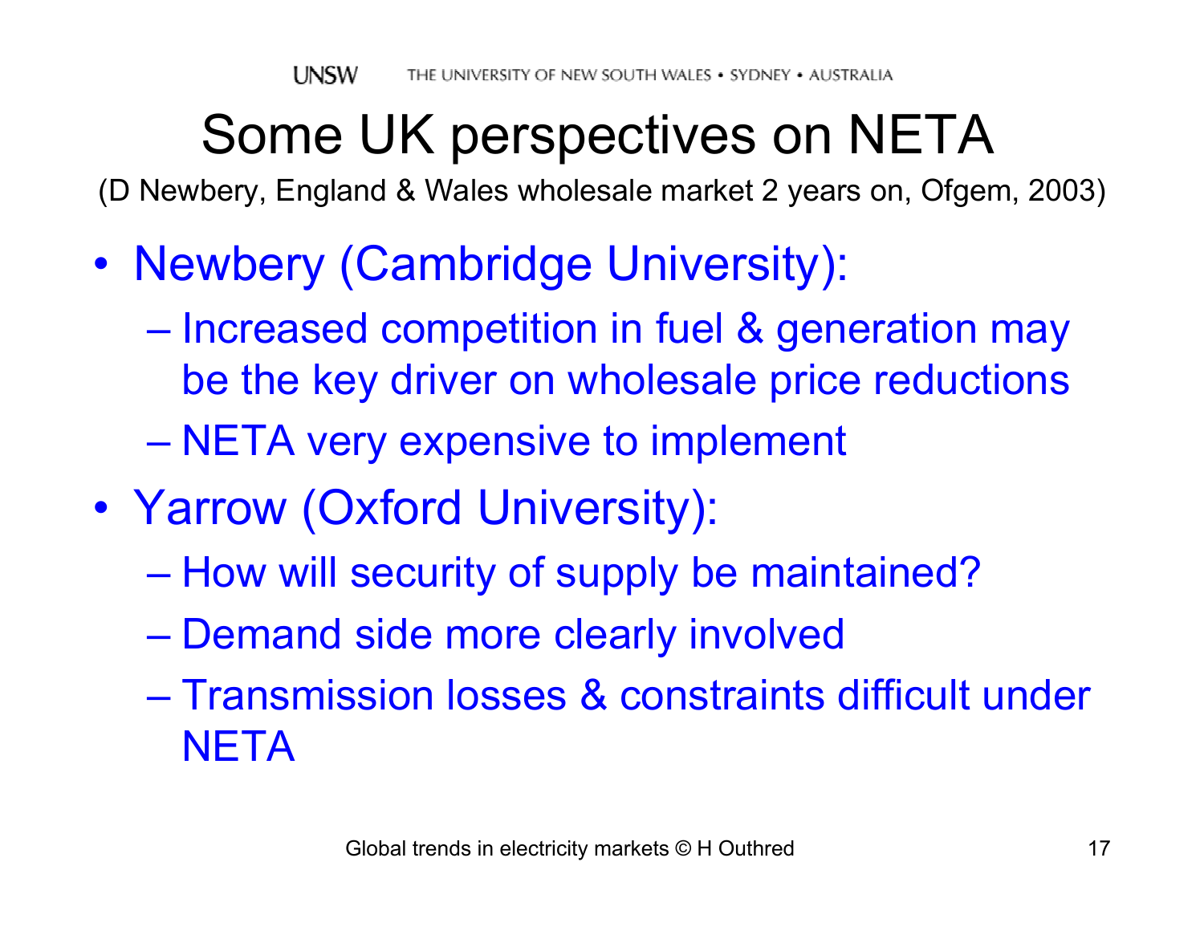# Some UK perspectives on NETA

(D Newbery, England & Wales wholesale market 2 years on, Ofgem, 2003)

- Newbery (Cambridge University):
  - Increased competition in fuel & generation may be the key driver on wholesale price reductions
  - NETA very expensive to implement
- Yarrow (Oxford University):
  - How will security of supply be maintained?
  - Demand side more clearly involved
  - Transmission losses & constraints difficult under NETA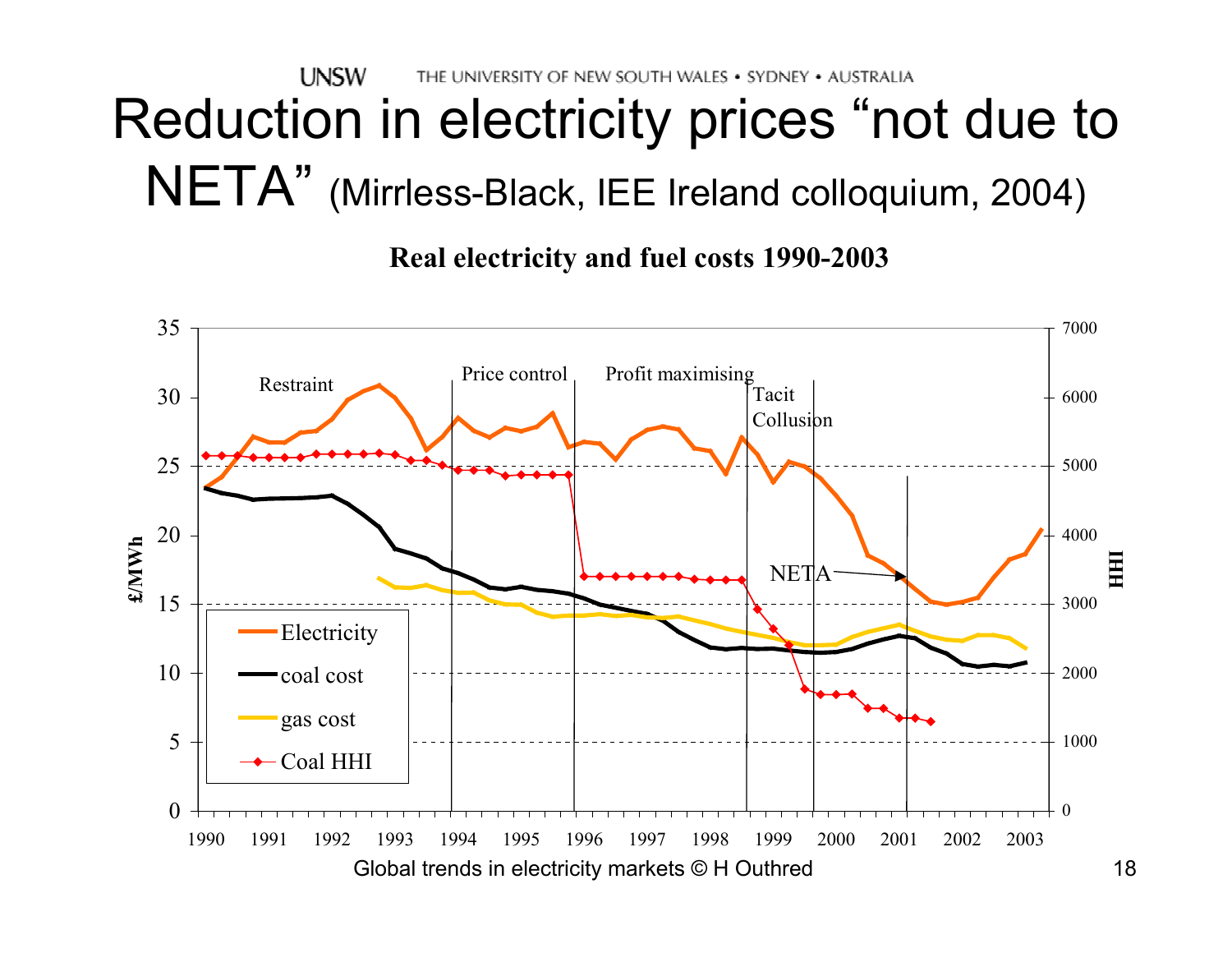# Reduction in electricity prices "not due to NETA" (Mirrless-Black, IEE Ireland colloquium, 2004)

**Real electricity and fuel costs 1990-2003**

Restraint | Price control | Profit maximising | Tacit Collusion | NETA

£/MWh: 0, 5, 10, 15, 20, 25, 30, 35

HHI: 0, 1000, 2000, 3000, 4000, 5000, 6000, 7000

1990 1991 1992 1993 1994 1995 1996 1997 1998 1999 2000 2001 2002 2003

- Electricity
- coal cost
- gas cost
- Coal HHI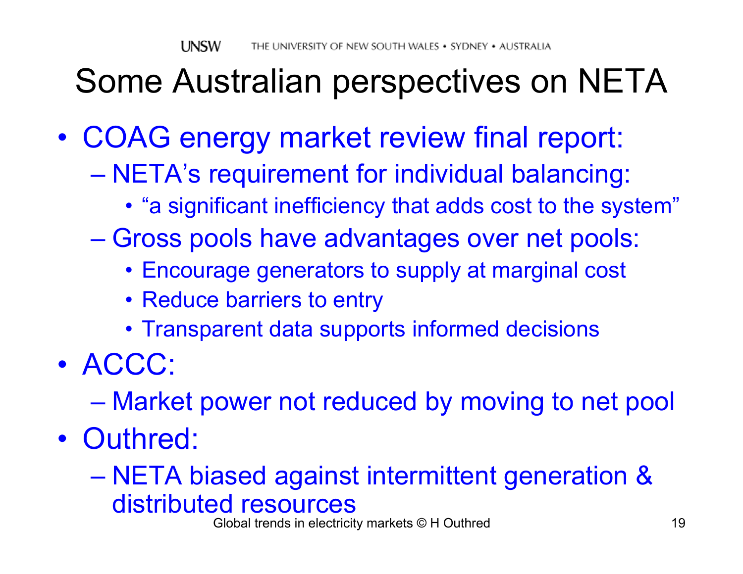# Some Australian perspectives on NETA

- COAG energy market review final report:
  - NETA's requirement for individual balancing:
    - "a significant inefficiency that adds cost to the system"
  - Gross pools have advantages over net pools:
    - Encourage generators to supply at marginal cost
    - Reduce barriers to entry
    - Transparent data supports informed decisions
- ACCC:
  - Market power not reduced by moving to net pool
- Outhred:
  - NETA biased against intermittent generation & distributed resources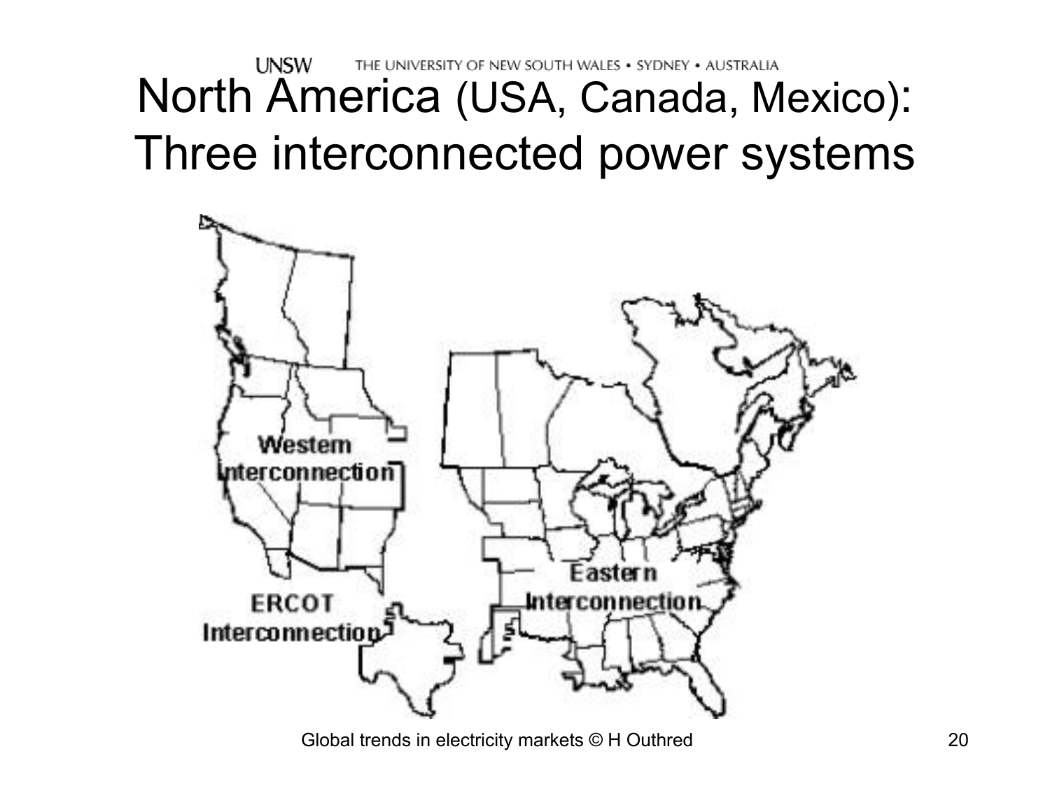# North America (USA, Canada, Mexico): Three interconnected power systems

Western Interconnection

ERCOT Interconnection

Eastern Interconnection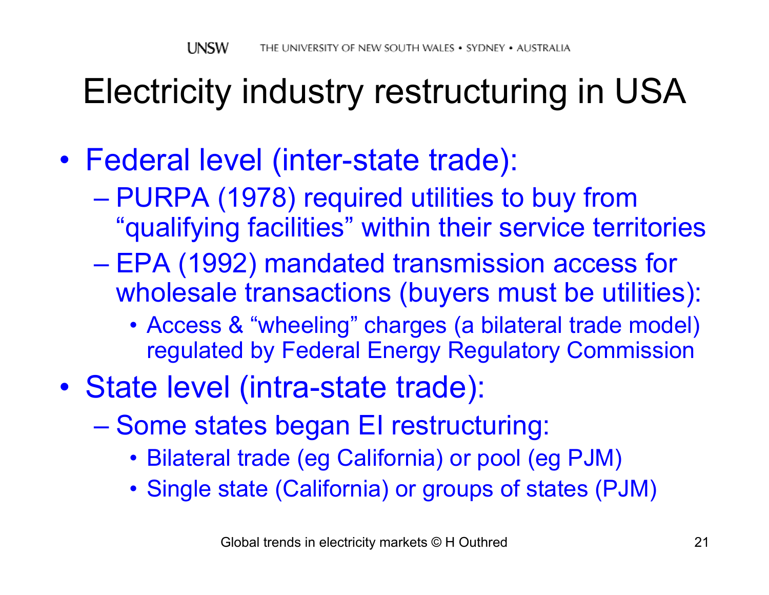# Electricity industry restructuring in USA

- Federal level (inter-state trade):
  - PURPA (1978) required utilities to buy from "qualifying facilities" within their service territories
  - EPA (1992) mandated transmission access for wholesale transactions (buyers must be utilities):
    - Access & "wheeling" charges (a bilateral trade model) regulated by Federal Energy Regulatory Commission
- State level (intra-state trade):
  - Some states began EI restructuring:
    - Bilateral trade (eg California) or pool (eg PJM)
    - Single state (California) or groups of states (PJM)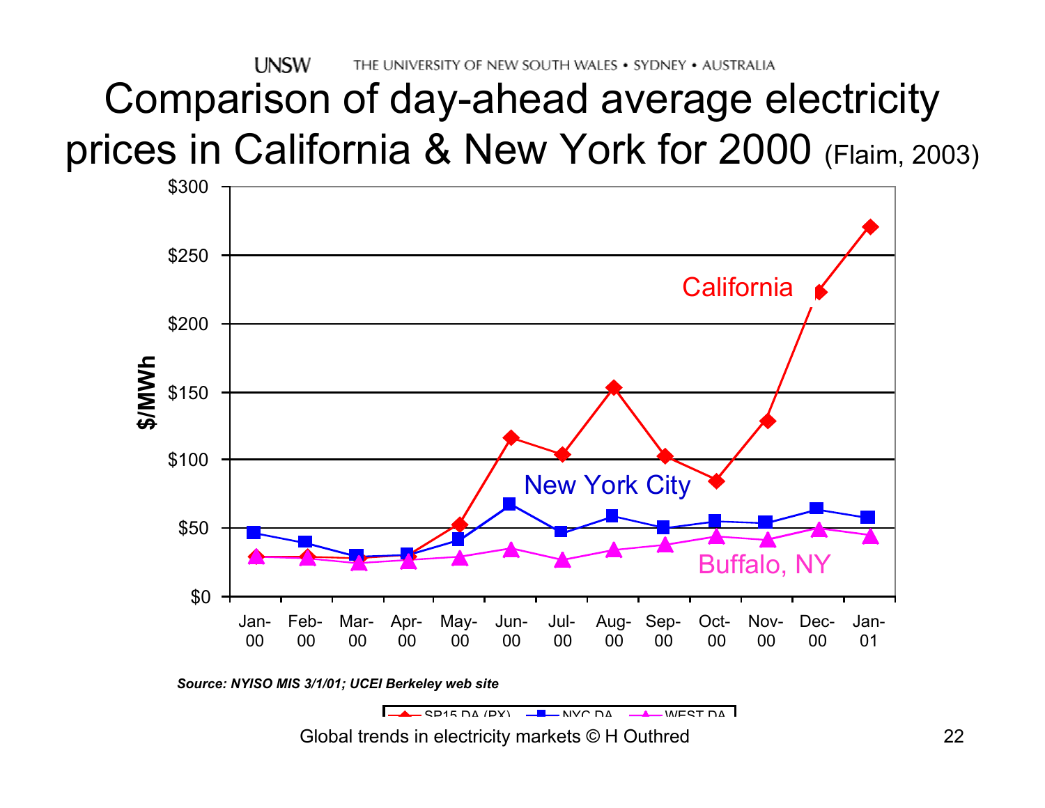# Comparison of day-ahead average electricity prices in California & New York for 2000 (Flaim, 2003)

*Source: NYISO MIS 3/1/01; UCEI Berkeley web site*

Global trends in electricity markets © H Outhred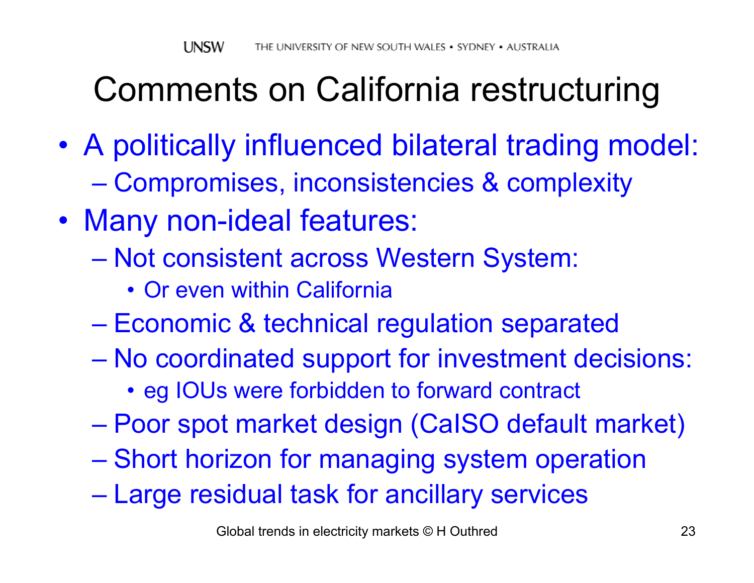# Comments on California restructuring

- A politically influenced bilateral trading model:
  - Compromises, inconsistencies & complexity
- Many non-ideal features:
  - Not consistent across Western System:
    - Or even within California
  - Economic & technical regulation separated
  - No coordinated support for investment decisions:
    - eg IOUs were forbidden to forward contract
  - Poor spot market design (CaISO default market)
  - Short horizon for managing system operation
  - Large residual task for ancillary services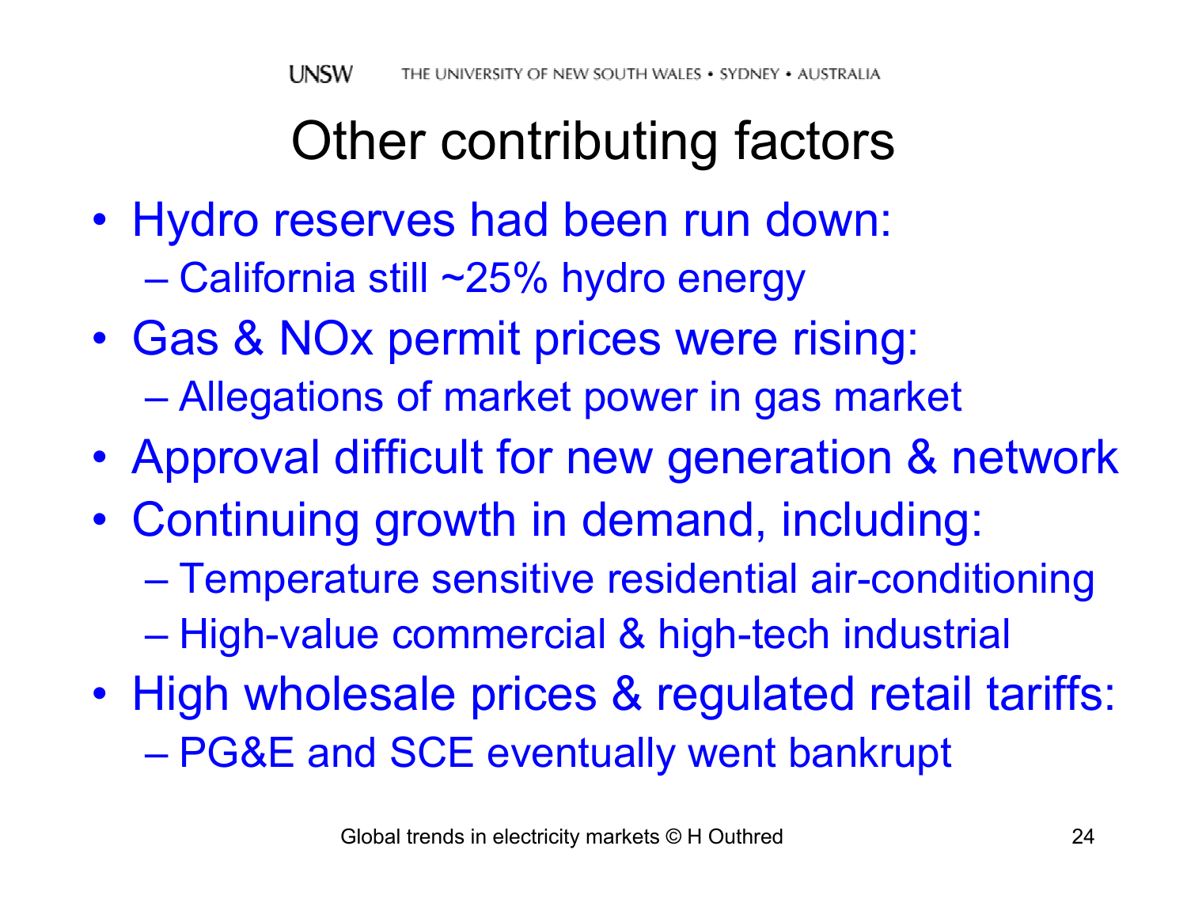# Other contributing factors

- Hydro reserves had been run down:
  - California still ~25% hydro energy
- Gas & NOx permit prices were rising:
  - Allegations of market power in gas market
- Approval difficult for new generation & network
- Continuing growth in demand, including:
  - Temperature sensitive residential air-conditioning
  - High-value commercial & high-tech industrial
- High wholesale prices & regulated retail tariffs:
  - PG&E and SCE eventually went bankrupt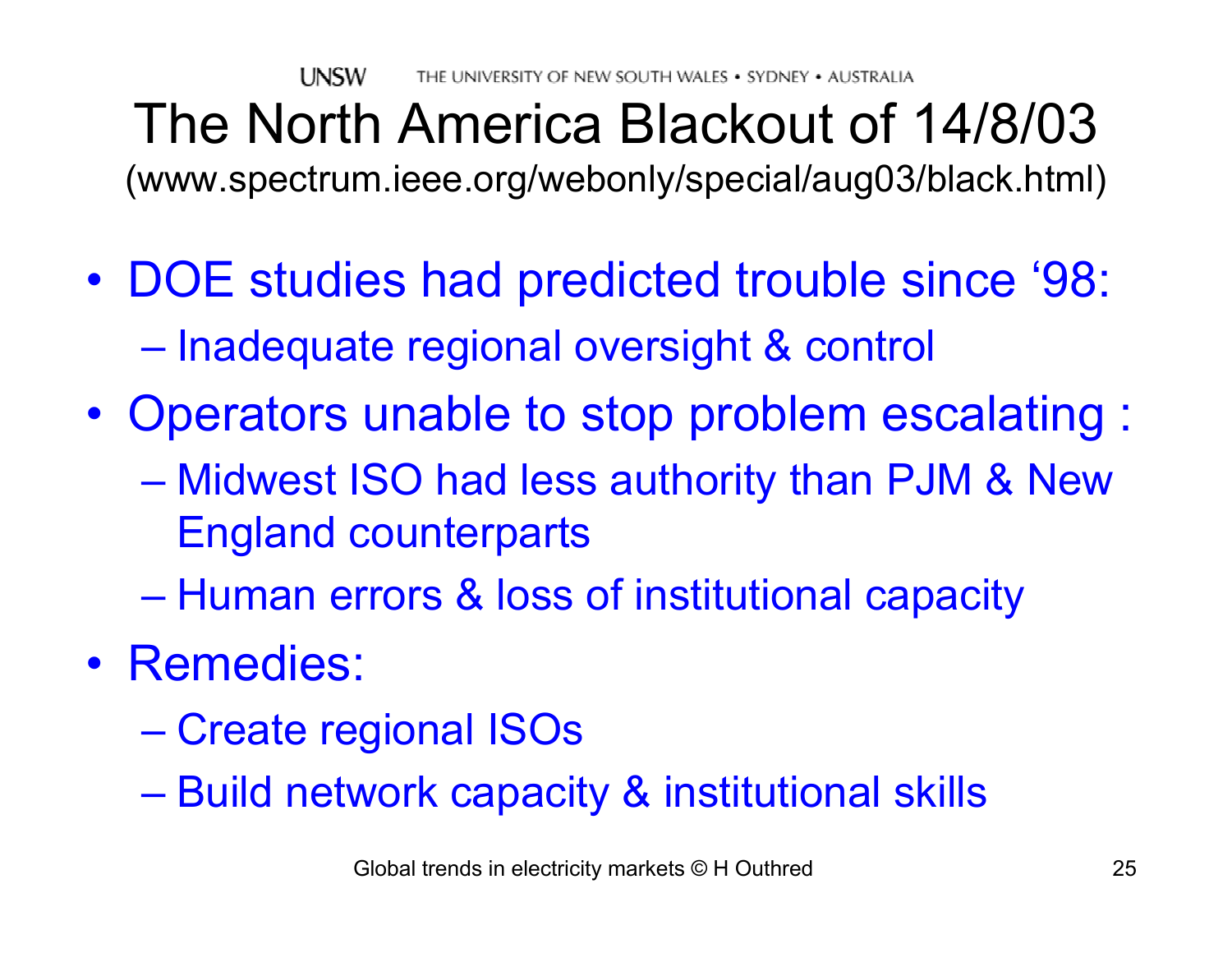# The North America Blackout of 14/8/03

(www.spectrum.ieee.org/webonly/special/aug03/black.html)

- DOE studies had predicted trouble since '98:
  - Inadequate regional oversight & control
- Operators unable to stop problem escalating :
  - Midwest ISO had less authority than PJM & New England counterparts
  - Human errors & loss of institutional capacity
- Remedies:
  - Create regional ISOs
  - Build network capacity & institutional skills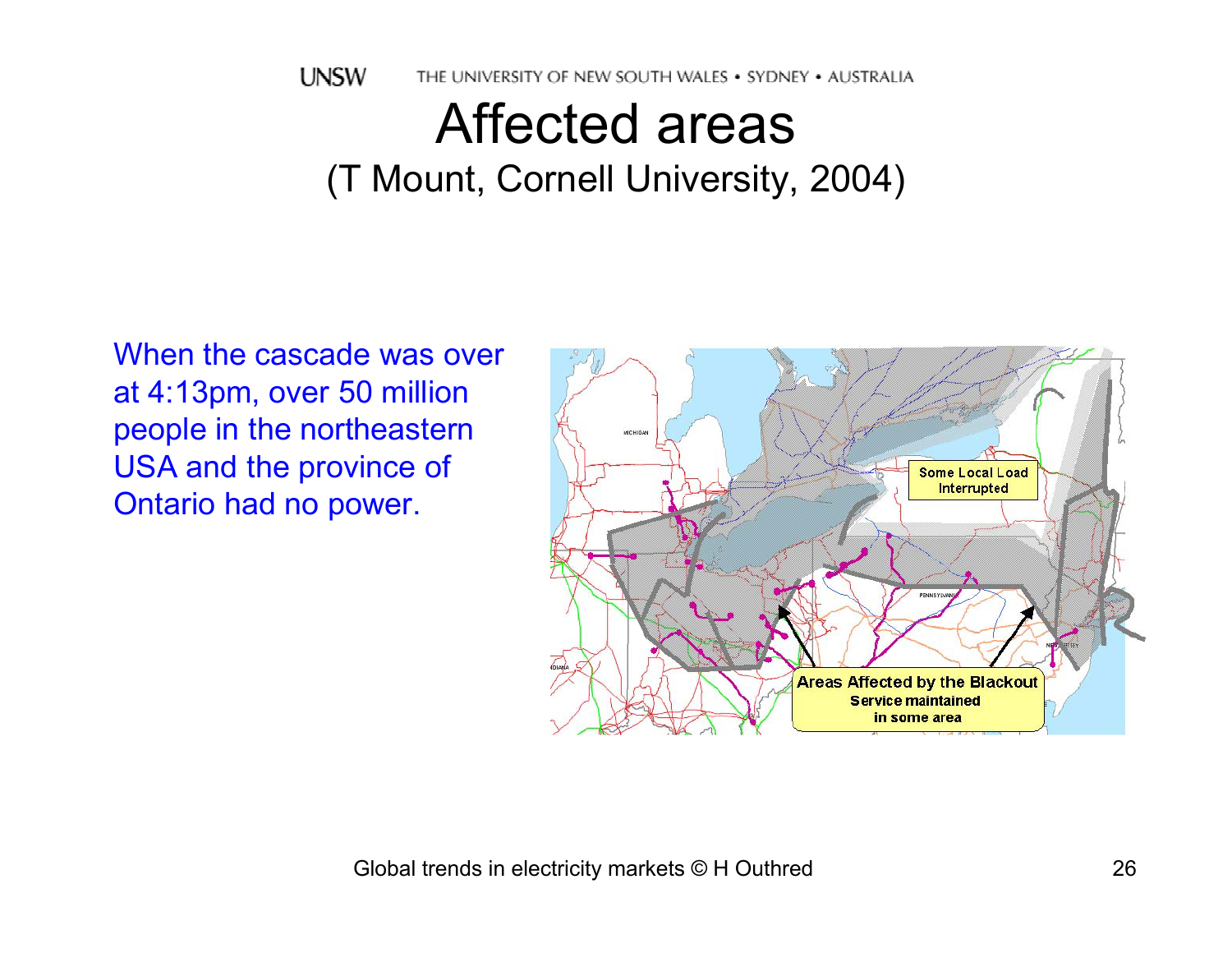# Affected areas

(T Mount, Cornell University, 2004)

When the cascade was over at 4:13pm, over 50 million people in the northeastern USA and the province of Ontario had no power.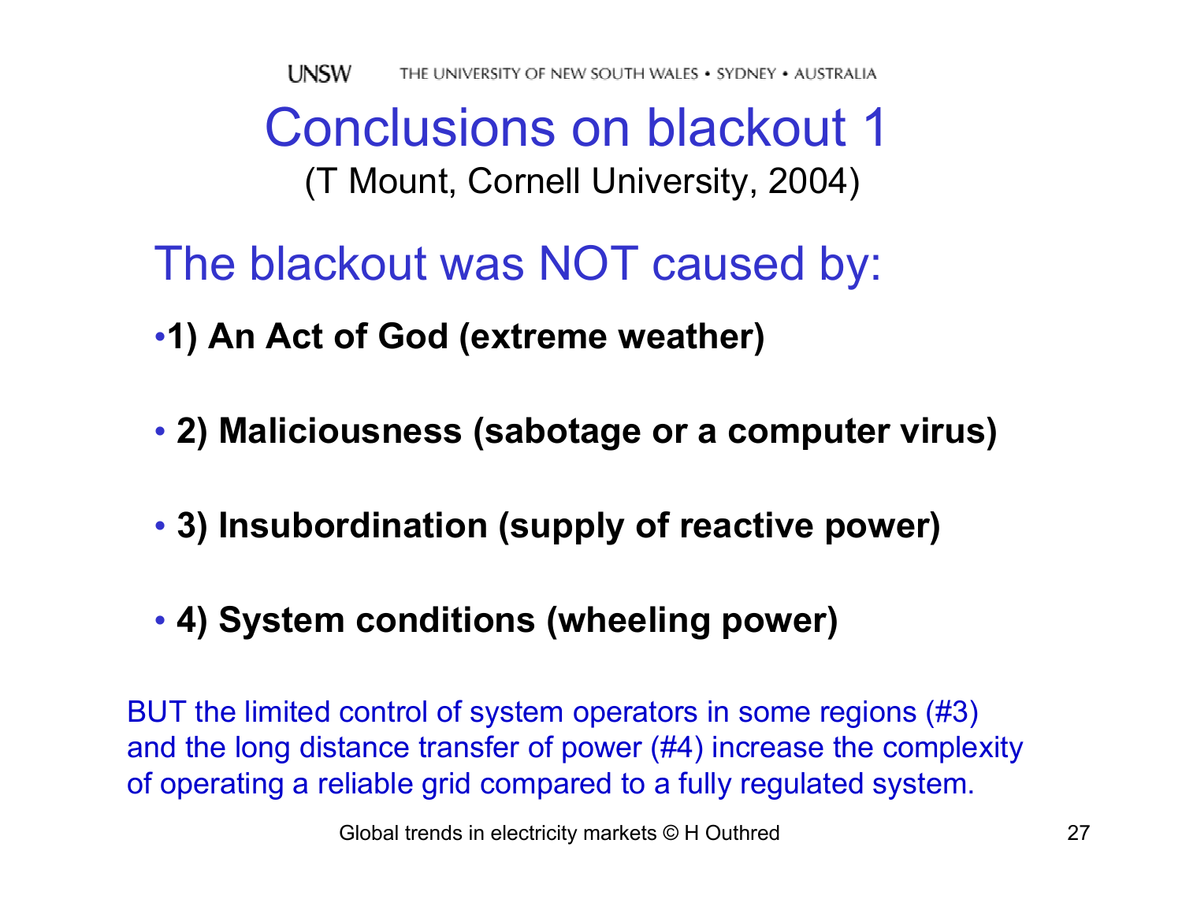# Conclusions on blackout 1

(T Mount, Cornell University, 2004)

## The blackout was NOT caused by:

- **1) An Act of God (extreme weather)**
- **2) Maliciousness (sabotage or a computer virus)**
- **3) Insubordination (supply of reactive power)**
- **4) System conditions (wheeling power)**

BUT the limited control of system operators in some regions (#3) and the long distance transfer of power (#4) increase the complexity of operating a reliable grid compared to a fully regulated system.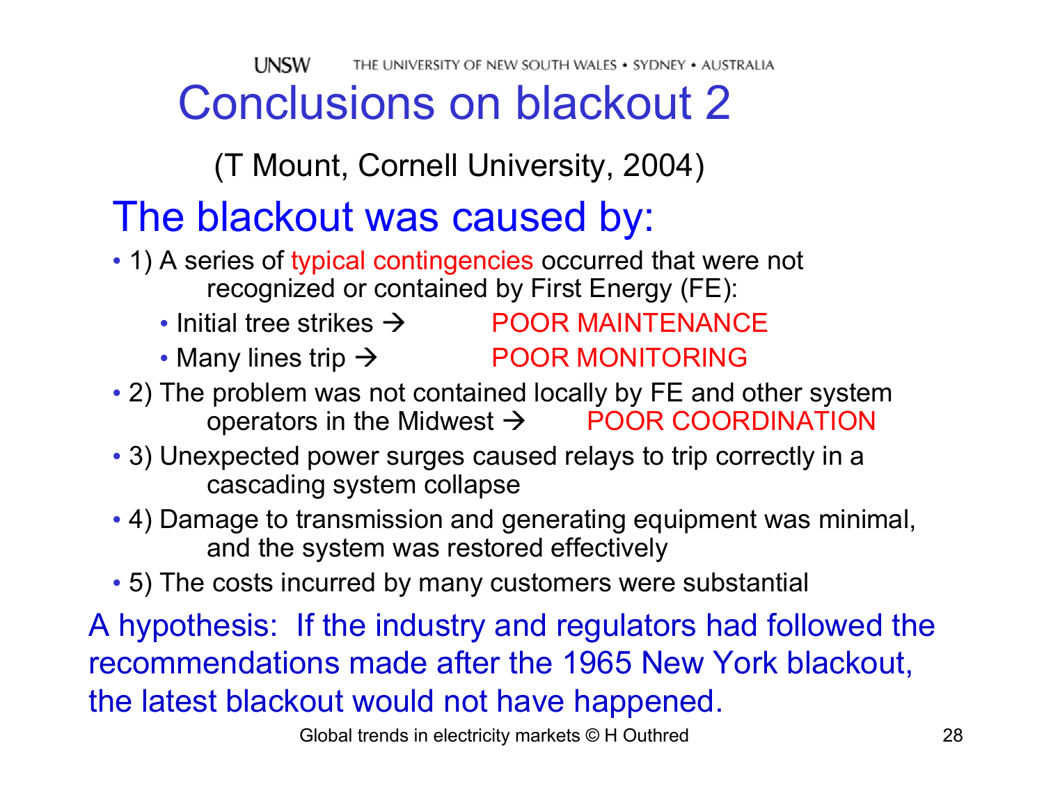# Conclusions on blackout 2

(T Mount, Cornell University, 2004)

## The blackout was caused by:

- 1) A series of typical contingencies occurred that were not recognized or contained by First Energy (FE):
  - Initial tree strikes → POOR MAINTENANCE
  - Many lines trip → POOR MONITORING
- 2) The problem was not contained locally by FE and other system operators in the Midwest → POOR COORDINATION
- 3) Unexpected power surges caused relays to trip correctly in a cascading system collapse
- 4) Damage to transmission and generating equipment was minimal, and the system was restored effectively
- 5) The costs incurred by many customers were substantial

A hypothesis: If the industry and regulators had followed the recommendations made after the 1965 New York blackout, the latest blackout would not have happened.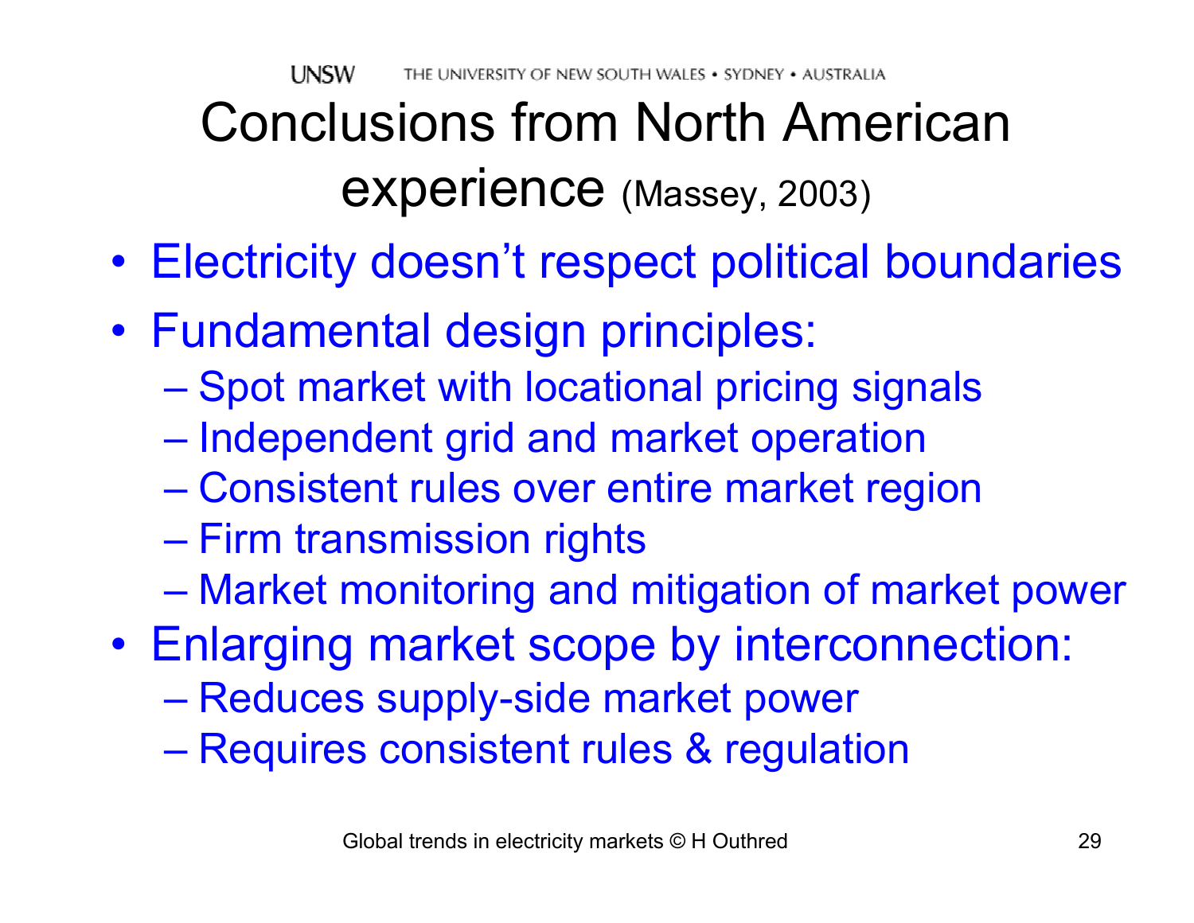# Conclusions from North American experience (Massey, 2003)

- Electricity doesn't respect political boundaries
- Fundamental design principles:
  - Spot market with locational pricing signals
  - Independent grid and market operation
  - Consistent rules over entire market region
  - Firm transmission rights
  - Market monitoring and mitigation of market power
- Enlarging market scope by interconnection:
  - Reduces supply-side market power
  - Requires consistent rules & regulation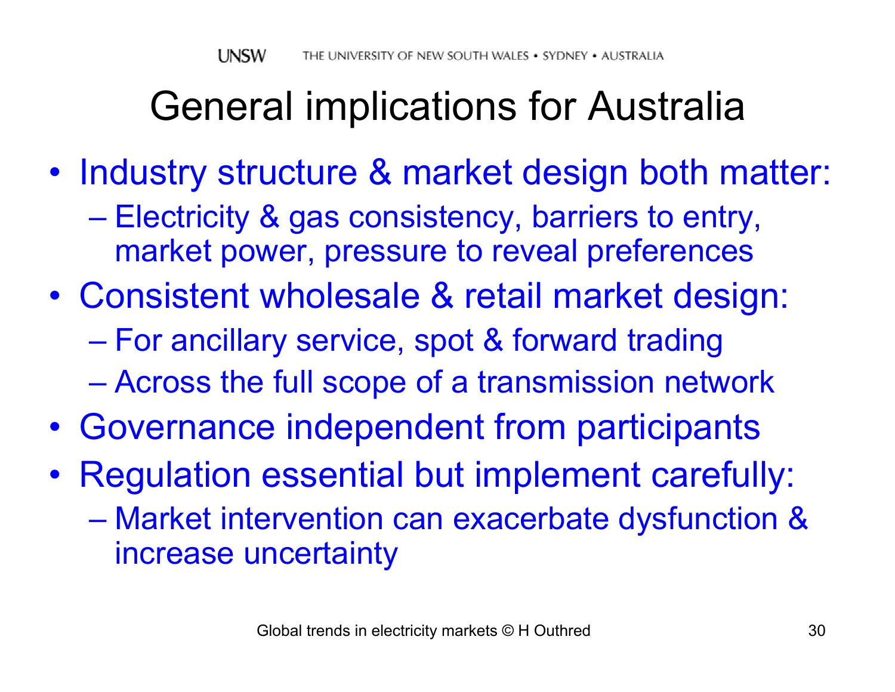# General implications for Australia

- Industry structure & market design both matter:
  - Electricity & gas consistency, barriers to entry, market power, pressure to reveal preferences
- Consistent wholesale & retail market design:
  - For ancillary service, spot & forward trading
  - Across the full scope of a transmission network
- Governance independent from participants
- Regulation essential but implement carefully:
  - Market intervention can exacerbate dysfunction & increase uncertainty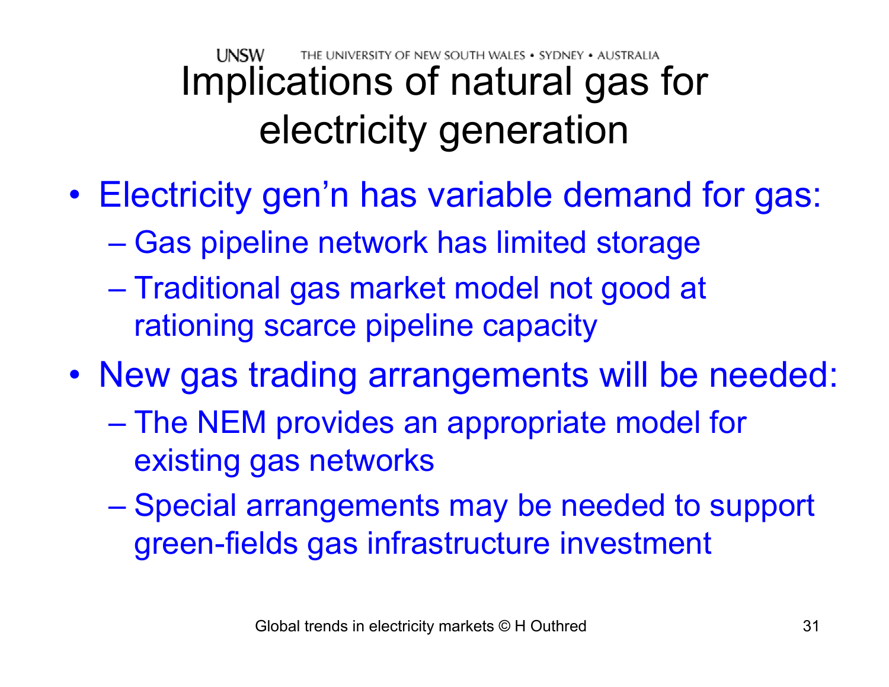# Implications of natural gas for electricity generation

- Electricity gen'n has variable demand for gas:
  - Gas pipeline network has limited storage
  - Traditional gas market model not good at rationing scarce pipeline capacity
- New gas trading arrangements will be needed:
  - The NEM provides an appropriate model for existing gas networks
  - Special arrangements may be needed to support green-fields gas infrastructure investment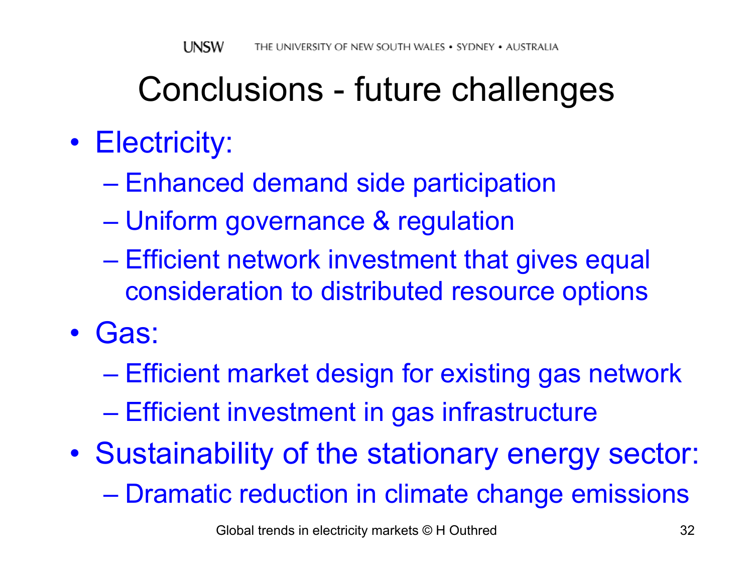# Conclusions - future challenges

- Electricity:
  - Enhanced demand side participation
  - Uniform governance & regulation
  - Efficient network investment that gives equal consideration to distributed resource options
- Gas:
  - Efficient market design for existing gas network
  - Efficient investment in gas infrastructure
- Sustainability of the stationary energy sector:
  - Dramatic reduction in climate change emissions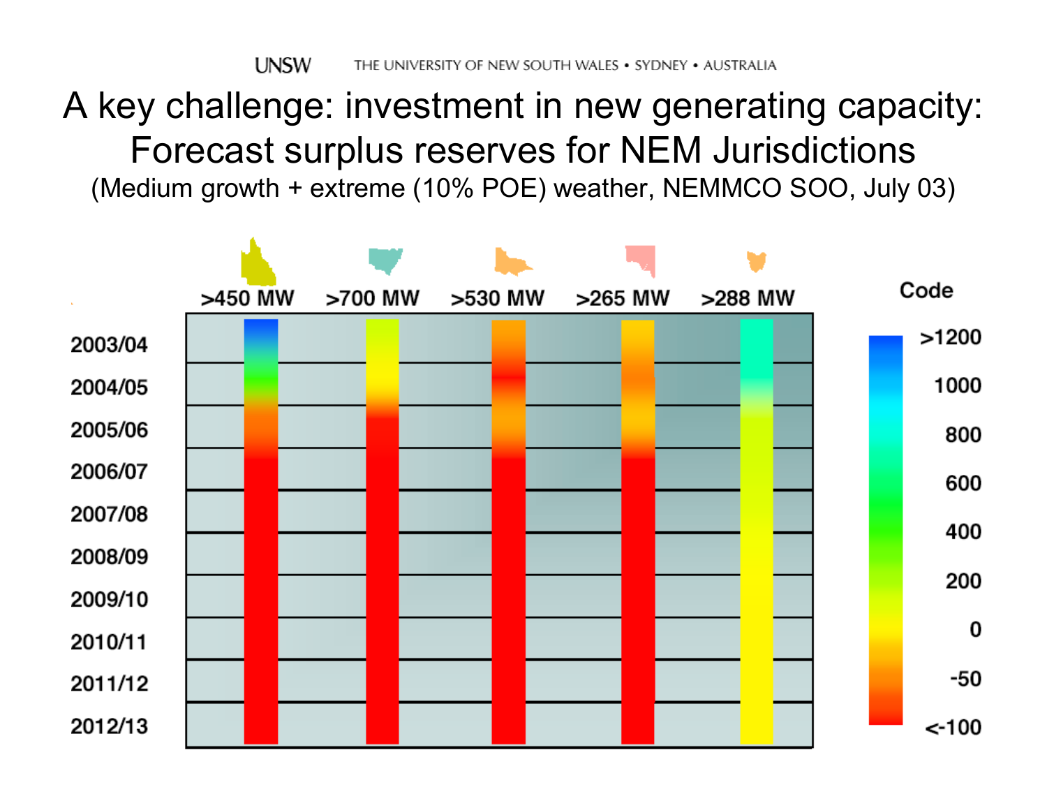# A key challenge: investment in new generating capacity: Forecast surplus reserves for NEM Jurisdictions

(Medium growth + extreme (10% POE) weather, NEMMCO SOO, July 03)

>450 MW
>700 MW
>530 MW
>265 MW
>288 MW

2003/04
2004/05
2005/06
2006/07
2007/08
2008/09
2009/10
2010/11
2011/12
2012/13

Code
>1200
1000
800
600
400
200
0
-50
<-100